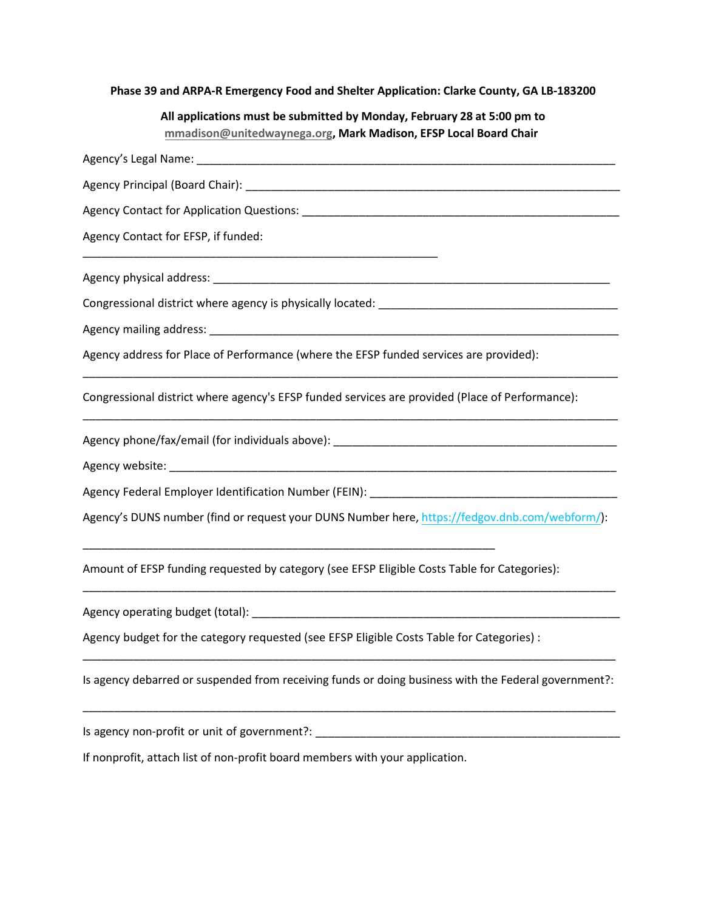**Phase 39 and ARPA-R Emergency Food and Shelter Application: Clarke County, GA LB-183200**

**All applications must be submitted by Monday, February 28 at 5:00 pm to mmadison@unitedwaynega.org, Mark Madison, EFSP Local Board Chair**

Agency's Legal Name: ____________________________________________________________________

Agency Principal (Board Chair): ____________________________________________________________

Agency Contact for Application Questions: ___________________________________________________

Agency Contact for EFSP, if funded:

______________________________________________________

Agency physical address: ___________________________________________________________

Congressional district where agency is physically located: ____________________________________

Agency mailing address: ____________________________________________________________

Agency address for Place of Performance (where the EFSP funded services are provided):

________________________________________________________________________________

Congressional district where agency's EFSP funded services are provided (Place of Performance):

________________________________________________________________________________

Agency phone/fax/email (for individuals above): ____________________________________________

Agency website: ______________________________________________________________________

Agency Federal Employer Identification Number (FEIN): ______________________________________

Agency's DUNS number (find or request your DUNS Number here, https://fedgov.dnb.com/webform/):

______________________________________________________________

Amount of EFSP funding requested by category (see EFSP Eligible Costs Table for Categories):

________________________________________________________________________________

Agency operating budget (total): ___________________________________________________________

Agency budget for the category requested (see EFSP Eligible Costs Table for Categories) :

________________________________________________________________________________

Is agency debarred or suspended from receiving funds or doing business with the Federal government?:

________________________________________________________________________________

Is agency non-profit or unit of government?: _______________________________________________

If nonprofit, attach list of non-profit board members with your application.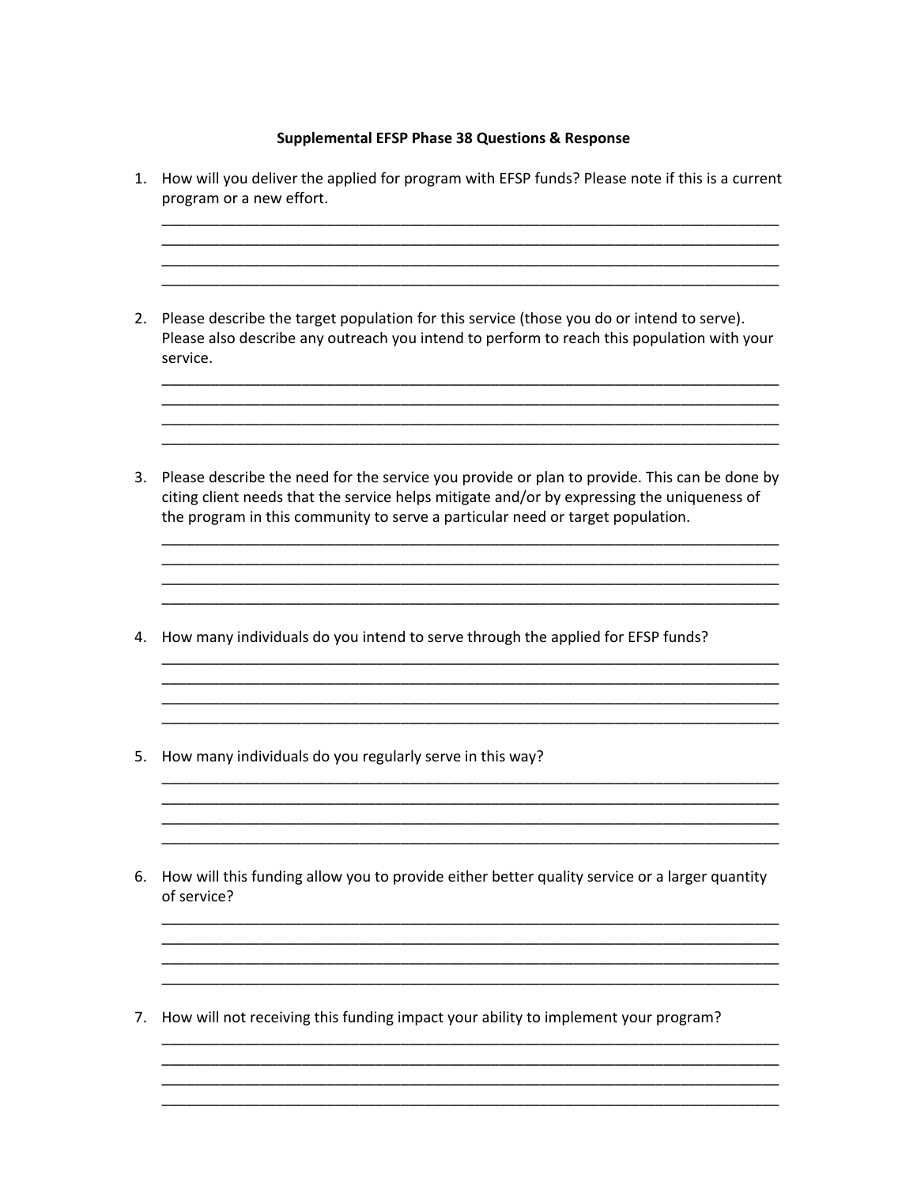**Supplemental EFSP Phase 38 Questions & Response**

1. How will you deliver the applied for program with EFSP funds? Please note if this is a current program or a new effort.

   ______________________________________________________________________________
   ______________________________________________________________________________
   ______________________________________________________________________________
   ______________________________________________________________________________

2. Please describe the target population for this service (those you do or intend to serve). Please also describe any outreach you intend to perform to reach this population with your service.

   ______________________________________________________________________________
   ______________________________________________________________________________
   ______________________________________________________________________________
   ______________________________________________________________________________

3. Please describe the need for the service you provide or plan to provide. This can be done by citing client needs that the service helps mitigate and/or by expressing the uniqueness of the program in this community to serve a particular need or target population.

   ______________________________________________________________________________
   ______________________________________________________________________________
   ______________________________________________________________________________
   ______________________________________________________________________________

4. How many individuals do you intend to serve through the applied for EFSP funds?

   ______________________________________________________________________________
   ______________________________________________________________________________
   ______________________________________________________________________________
   ______________________________________________________________________________

5. How many individuals do you regularly serve in this way?

   ______________________________________________________________________________
   ______________________________________________________________________________
   ______________________________________________________________________________
   ______________________________________________________________________________

6. How will this funding allow you to provide either better quality service or a larger quantity of service?

   ______________________________________________________________________________
   ______________________________________________________________________________
   ______________________________________________________________________________
   ______________________________________________________________________________

7. How will not receiving this funding impact your ability to implement your program?

   ______________________________________________________________________________
   ______________________________________________________________________________
   ______________________________________________________________________________
   ______________________________________________________________________________